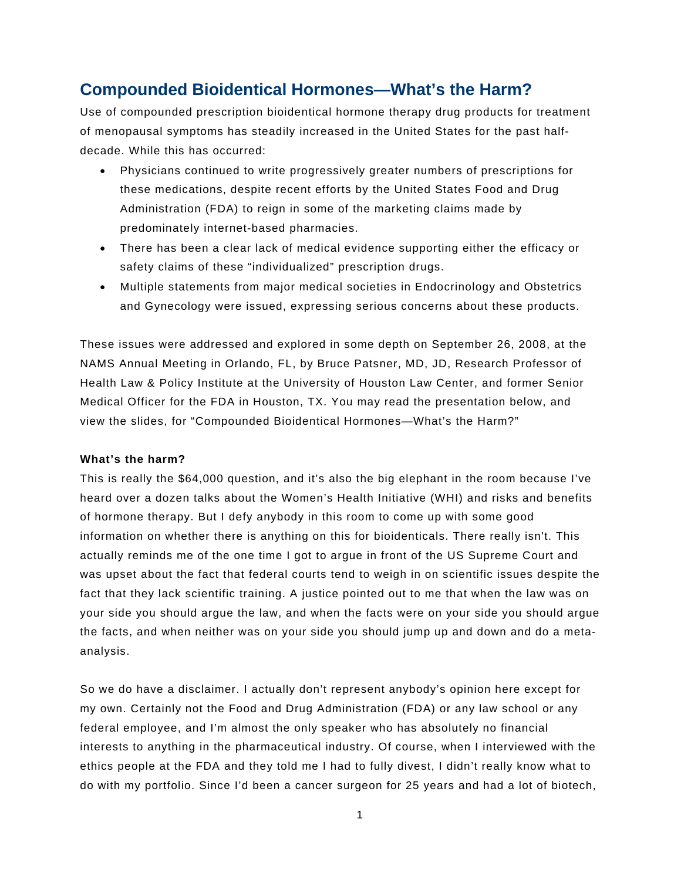# Compounded Bioidentical Hormones—What's the Harm?

Use of compounded prescription bioidentical hormone therapy drug products for treatment of menopausal symptoms has steadily increased in the United States for the past half-decade. While this has occurred:

- Physicians continued to write progressively greater numbers of prescriptions for these medications, despite recent efforts by the United States Food and Drug Administration (FDA) to reign in some of the marketing claims made by predominately internet-based pharmacies.
- There has been a clear lack of medical evidence supporting either the efficacy or safety claims of these "individualized" prescription drugs.
- Multiple statements from major medical societies in Endocrinology and Obstetrics and Gynecology were issued, expressing serious concerns about these products.

These issues were addressed and explored in some depth on September 26, 2008, at the NAMS Annual Meeting in Orlando, FL, by Bruce Patsner, MD, JD, Research Professor of Health Law & Policy Institute at the University of Houston Law Center, and former Senior Medical Officer for the FDA in Houston, TX. You may read the presentation below, and view the slides, for "Compounded Bioidentical Hormones—What's the Harm?"

**What's the harm?**

This is really the $64,000 question, and it's also the big elephant in the room because I've heard over a dozen talks about the Women's Health Initiative (WHI) and risks and benefits of hormone therapy. But I defy anybody in this room to come up with some good information on whether there is anything on this for bioidenticals. There really isn't. This actually reminds me of the one time I got to argue in front of the US Supreme Court and was upset about the fact that federal courts tend to weigh in on scientific issues despite the fact that they lack scientific training. A justice pointed out to me that when the law was on your side you should argue the law, and when the facts were on your side you should argue the facts, and when neither was on your side you should jump up and down and do a meta-analysis.

So we do have a disclaimer. I actually don't represent anybody's opinion here except for my own. Certainly not the Food and Drug Administration (FDA) or any law school or any federal employee, and I'm almost the only speaker who has absolutely no financial interests to anything in the pharmaceutical industry. Of course, when I interviewed with the ethics people at the FDA and they told me I had to fully divest, I didn't really know what to do with my portfolio. Since I'd been a cancer surgeon for 25 years and had a lot of biotech,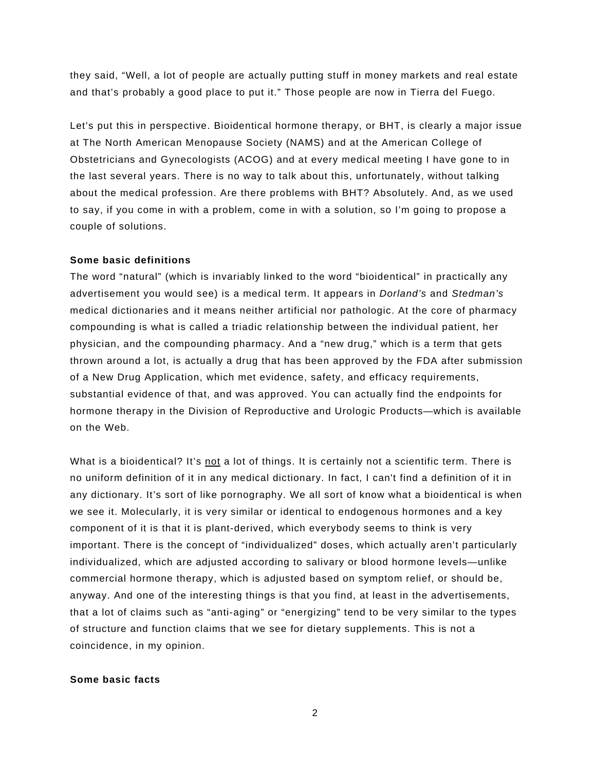they said, “Well, a lot of people are actually putting stuff in money markets and real estate and that’s probably a good place to put it.” Those people are now in Tierra del Fuego.

Let’s put this in perspective. Bioidentical hormone therapy, or BHT, is clearly a major issue at The North American Menopause Society (NAMS) and at the American College of Obstetricians and Gynecologists (ACOG) and at every medical meeting I have gone to in the last several years. There is no way to talk about this, unfortunately, without talking about the medical profession. Are there problems with BHT? Absolutely. And, as we used to say, if you come in with a problem, come in with a solution, so I’m going to propose a couple of solutions.

**Some basic definitions**

The word “natural” (which is invariably linked to the word “bioidentical” in practically any advertisement you would see) is a medical term. It appears in *Dorland’s* and *Stedman’s* medical dictionaries and it means neither artificial nor pathologic. At the core of pharmacy compounding is what is called a triadic relationship between the individual patient, her physician, and the compounding pharmacy. And a “new drug,” which is a term that gets thrown around a lot, is actually a drug that has been approved by the FDA after submission of a New Drug Application, which met evidence, safety, and efficacy requirements, substantial evidence of that, and was approved. You can actually find the endpoints for hormone therapy in the Division of Reproductive and Urologic Products—which is available on the Web.

What is a bioidentical? It’s <u>not</u> a lot of things. It is certainly not a scientific term. There is no uniform definition of it in any medical dictionary. In fact, I can't find a definition of it in any dictionary. It’s sort of like pornography. We all sort of know what a bioidentical is when we see it. Molecularly, it is very similar or identical to endogenous hormones and a key component of it is that it is plant-derived, which everybody seems to think is very important. There is the concept of “individualized” doses, which actually aren’t particularly individualized, which are adjusted according to salivary or blood hormone levels—unlike commercial hormone therapy, which is adjusted based on symptom relief, or should be, anyway. And one of the interesting things is that you find, at least in the advertisements, that a lot of claims such as “anti-aging” or “energizing” tend to be very similar to the types of structure and function claims that we see for dietary supplements. This is not a coincidence, in my opinion.

**Some basic facts**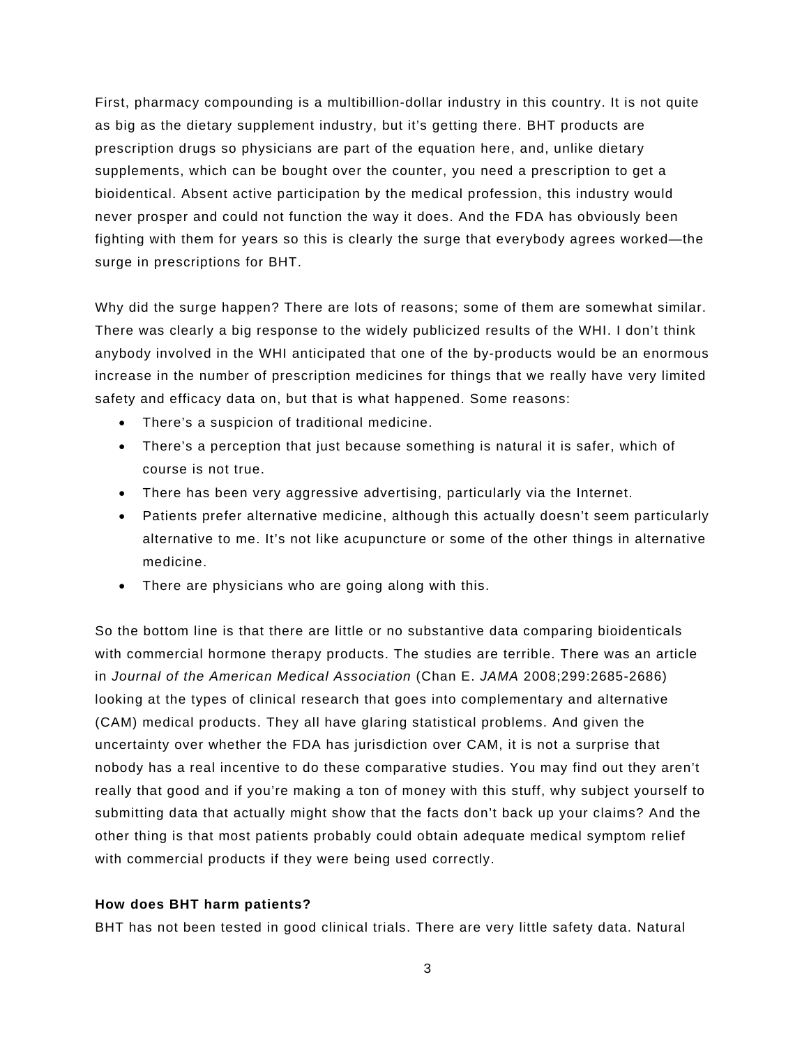First, pharmacy compounding is a multibillion-dollar industry in this country. It is not quite as big as the dietary supplement industry, but it's getting there. BHT products are prescription drugs so physicians are part of the equation here, and, unlike dietary supplements, which can be bought over the counter, you need a prescription to get a bioidentical. Absent active participation by the medical profession, this industry would never prosper and could not function the way it does. And the FDA has obviously been fighting with them for years so this is clearly the surge that everybody agrees worked—the surge in prescriptions for BHT.

Why did the surge happen? There are lots of reasons; some of them are somewhat similar. There was clearly a big response to the widely publicized results of the WHI. I don't think anybody involved in the WHI anticipated that one of the by-products would be an enormous increase in the number of prescription medicines for things that we really have very limited safety and efficacy data on, but that is what happened. Some reasons:

- There's a suspicion of traditional medicine.
- There's a perception that just because something is natural it is safer, which of course is not true.
- There has been very aggressive advertising, particularly via the Internet.
- Patients prefer alternative medicine, although this actually doesn't seem particularly alternative to me. It's not like acupuncture or some of the other things in alternative medicine.
- There are physicians who are going along with this.

So the bottom line is that there are little or no substantive data comparing bioidenticals with commercial hormone therapy products. The studies are terrible. There was an article in *Journal of the American Medical Association* (Chan E. *JAMA* 2008;299:2685-2686) looking at the types of clinical research that goes into complementary and alternative (CAM) medical products. They all have glaring statistical problems. And given the uncertainty over whether the FDA has jurisdiction over CAM, it is not a surprise that nobody has a real incentive to do these comparative studies. You may find out they aren't really that good and if you're making a ton of money with this stuff, why subject yourself to submitting data that actually might show that the facts don't back up your claims? And the other thing is that most patients probably could obtain adequate medical symptom relief with commercial products if they were being used correctly.

**How does BHT harm patients?**

BHT has not been tested in good clinical trials. There are very little safety data. Natural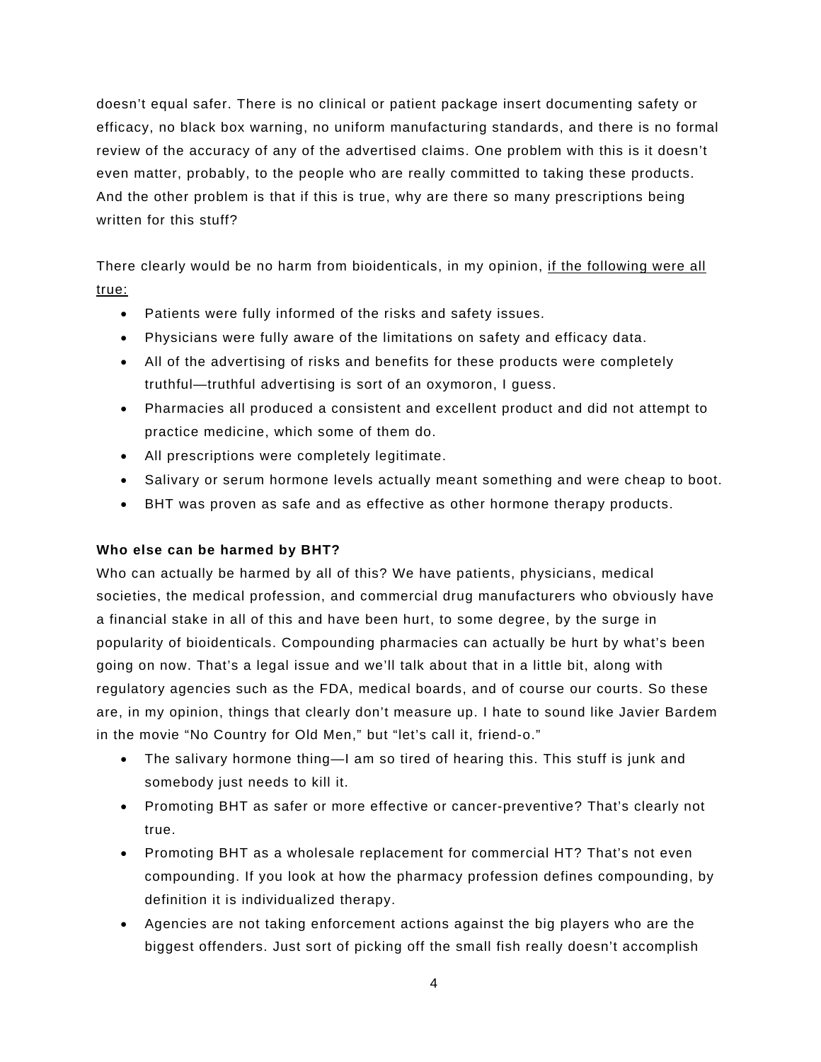doesn't equal safer. There is no clinical or patient package insert documenting safety or efficacy, no black box warning, no uniform manufacturing standards, and there is no formal review of the accuracy of any of the advertised claims. One problem with this is it doesn't even matter, probably, to the people who are really committed to taking these products. And the other problem is that if this is true, why are there so many prescriptions being written for this stuff?

There clearly would be no harm from bioidenticals, in my opinion, <u>if the following were all true:</u>

- Patients were fully informed of the risks and safety issues.
- Physicians were fully aware of the limitations on safety and efficacy data.
- All of the advertising of risks and benefits for these products were completely truthful—truthful advertising is sort of an oxymoron, I guess.
- Pharmacies all produced a consistent and excellent product and did not attempt to practice medicine, which some of them do.
- All prescriptions were completely legitimate.
- Salivary or serum hormone levels actually meant something and were cheap to boot.
- BHT was proven as safe and as effective as other hormone therapy products.

**Who else can be harmed by BHT?**

Who can actually be harmed by all of this? We have patients, physicians, medical societies, the medical profession, and commercial drug manufacturers who obviously have a financial stake in all of this and have been hurt, to some degree, by the surge in popularity of bioidenticals. Compounding pharmacies can actually be hurt by what's been going on now. That's a legal issue and we'll talk about that in a little bit, along with regulatory agencies such as the FDA, medical boards, and of course our courts. So these are, in my opinion, things that clearly don't measure up. I hate to sound like Javier Bardem in the movie "No Country for Old Men," but "let's call it, friend-o."

- The salivary hormone thing—I am so tired of hearing this. This stuff is junk and somebody just needs to kill it.
- Promoting BHT as safer or more effective or cancer-preventive? That's clearly not true.
- Promoting BHT as a wholesale replacement for commercial HT? That's not even compounding. If you look at how the pharmacy profession defines compounding, by definition it is individualized therapy.
- Agencies are not taking enforcement actions against the big players who are the biggest offenders. Just sort of picking off the small fish really doesn't accomplish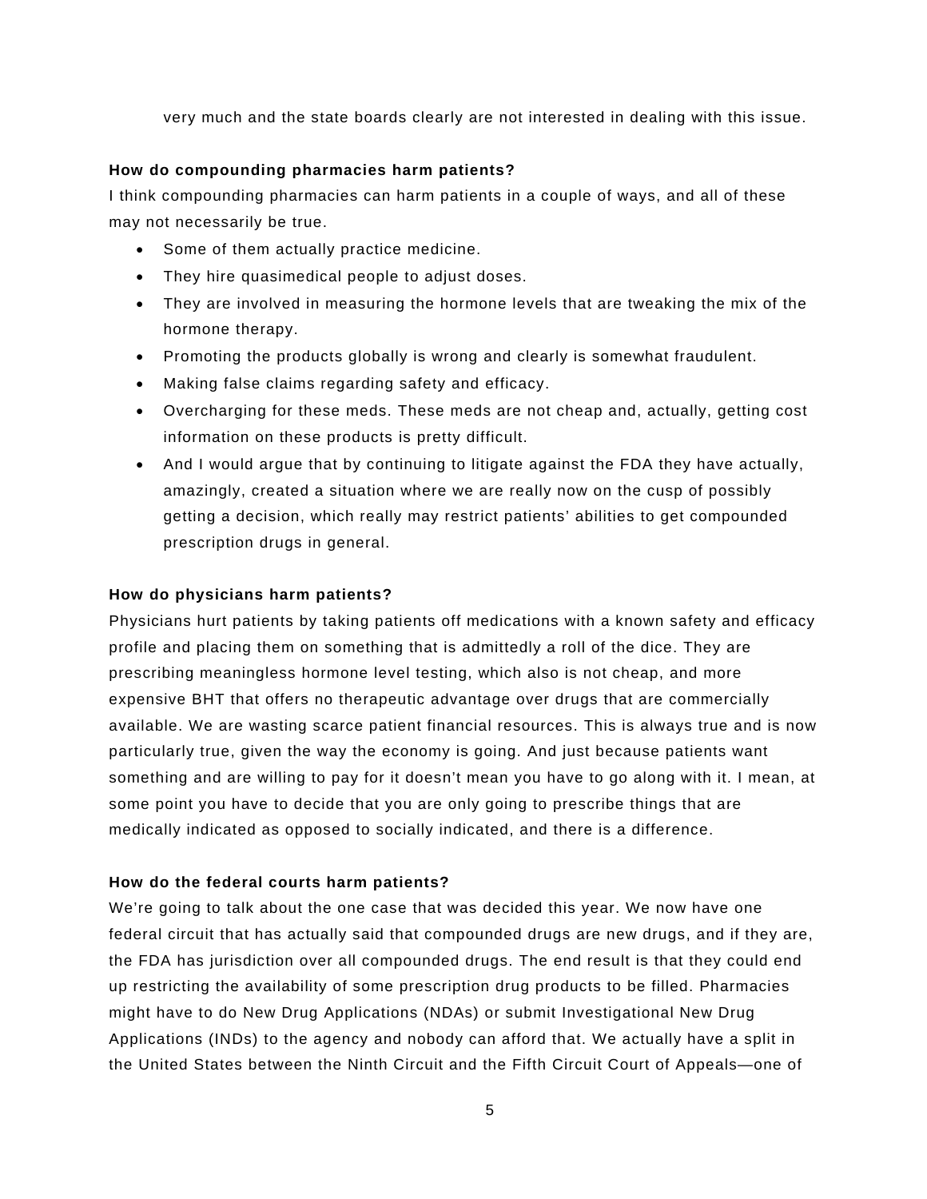very much and the state boards clearly are not interested in dealing with this issue.

**How do compounding pharmacies harm patients?**

I think compounding pharmacies can harm patients in a couple of ways, and all of these may not necessarily be true.

- Some of them actually practice medicine.
- They hire quasimedical people to adjust doses.
- They are involved in measuring the hormone levels that are tweaking the mix of the hormone therapy.
- Promoting the products globally is wrong and clearly is somewhat fraudulent.
- Making false claims regarding safety and efficacy.
- Overcharging for these meds. These meds are not cheap and, actually, getting cost information on these products is pretty difficult.
- And I would argue that by continuing to litigate against the FDA they have actually, amazingly, created a situation where we are really now on the cusp of possibly getting a decision, which really may restrict patients' abilities to get compounded prescription drugs in general.

**How do physicians harm patients?**

Physicians hurt patients by taking patients off medications with a known safety and efficacy profile and placing them on something that is admittedly a roll of the dice. They are prescribing meaningless hormone level testing, which also is not cheap, and more expensive BHT that offers no therapeutic advantage over drugs that are commercially available. We are wasting scarce patient financial resources. This is always true and is now particularly true, given the way the economy is going. And just because patients want something and are willing to pay for it doesn't mean you have to go along with it. I mean, at some point you have to decide that you are only going to prescribe things that are medically indicated as opposed to socially indicated, and there is a difference.

**How do the federal courts harm patients?**

We're going to talk about the one case that was decided this year. We now have one federal circuit that has actually said that compounded drugs are new drugs, and if they are, the FDA has jurisdiction over all compounded drugs. The end result is that they could end up restricting the availability of some prescription drug products to be filled. Pharmacies might have to do New Drug Applications (NDAs) or submit Investigational New Drug Applications (INDs) to the agency and nobody can afford that. We actually have a split in the United States between the Ninth Circuit and the Fifth Circuit Court of Appeals—one of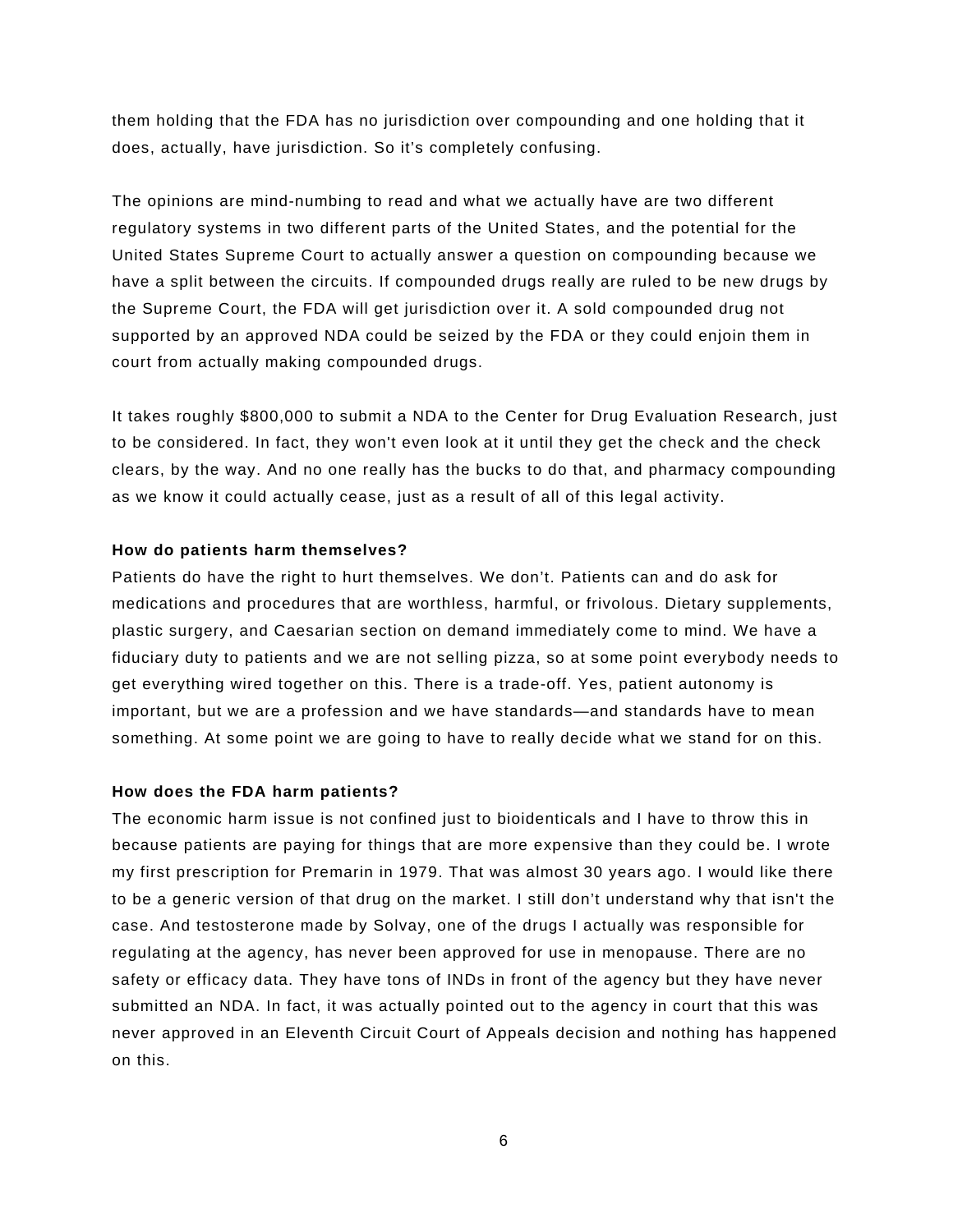them holding that the FDA has no jurisdiction over compounding and one holding that it does, actually, have jurisdiction. So it's completely confusing.

The opinions are mind-numbing to read and what we actually have are two different regulatory systems in two different parts of the United States, and the potential for the United States Supreme Court to actually answer a question on compounding because we have a split between the circuits. If compounded drugs really are ruled to be new drugs by the Supreme Court, the FDA will get jurisdiction over it. A sold compounded drug not supported by an approved NDA could be seized by the FDA or they could enjoin them in court from actually making compounded drugs.

It takes roughly $800,000 to submit a NDA to the Center for Drug Evaluation Research, just to be considered. In fact, they won't even look at it until they get the check and the check clears, by the way. And no one really has the bucks to do that, and pharmacy compounding as we know it could actually cease, just as a result of all of this legal activity.

**How do patients harm themselves?**

Patients do have the right to hurt themselves. We don't. Patients can and do ask for medications and procedures that are worthless, harmful, or frivolous. Dietary supplements, plastic surgery, and Caesarian section on demand immediately come to mind. We have a fiduciary duty to patients and we are not selling pizza, so at some point everybody needs to get everything wired together on this. There is a trade-off. Yes, patient autonomy is important, but we are a profession and we have standards—and standards have to mean something. At some point we are going to have to really decide what we stand for on this.

**How does the FDA harm patients?**

The economic harm issue is not confined just to bioidenticals and I have to throw this in because patients are paying for things that are more expensive than they could be. I wrote my first prescription for Premarin in 1979. That was almost 30 years ago. I would like there to be a generic version of that drug on the market. I still don't understand why that isn't the case. And testosterone made by Solvay, one of the drugs I actually was responsible for regulating at the agency, has never been approved for use in menopause. There are no safety or efficacy data. They have tons of INDs in front of the agency but they have never submitted an NDA. In fact, it was actually pointed out to the agency in court that this was never approved in an Eleventh Circuit Court of Appeals decision and nothing has happened on this.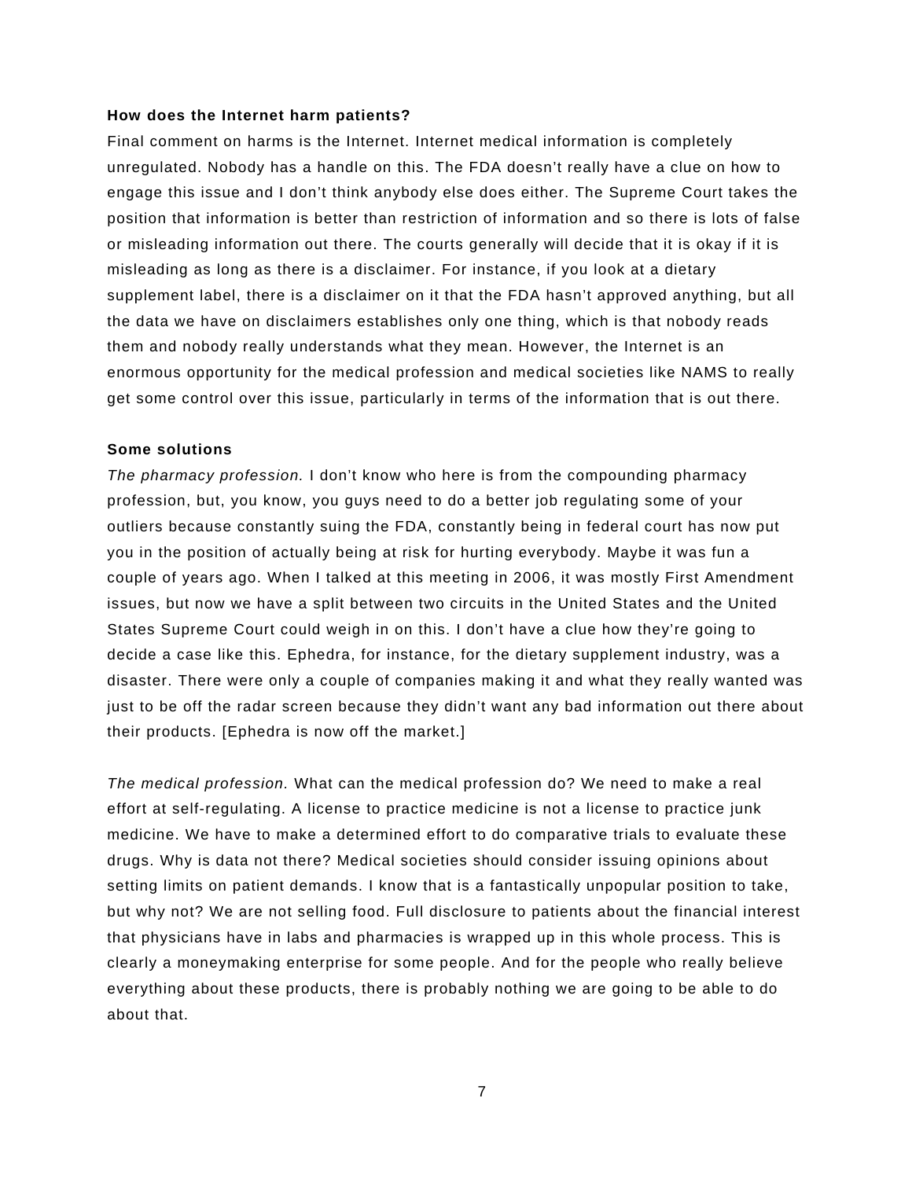**How does the Internet harm patients?**

Final comment on harms is the Internet. Internet medical information is completely unregulated. Nobody has a handle on this. The FDA doesn't really have a clue on how to engage this issue and I don't think anybody else does either. The Supreme Court takes the position that information is better than restriction of information and so there is lots of false or misleading information out there. The courts generally will decide that it is okay if it is misleading as long as there is a disclaimer. For instance, if you look at a dietary supplement label, there is a disclaimer on it that the FDA hasn't approved anything, but all the data we have on disclaimers establishes only one thing, which is that nobody reads them and nobody really understands what they mean. However, the Internet is an enormous opportunity for the medical profession and medical societies like NAMS to really get some control over this issue, particularly in terms of the information that is out there.

**Some solutions**

*The pharmacy profession.* I don't know who here is from the compounding pharmacy profession, but, you know, you guys need to do a better job regulating some of your outliers because constantly suing the FDA, constantly being in federal court has now put you in the position of actually being at risk for hurting everybody. Maybe it was fun a couple of years ago. When I talked at this meeting in 2006, it was mostly First Amendment issues, but now we have a split between two circuits in the United States and the United States Supreme Court could weigh in on this. I don't have a clue how they're going to decide a case like this. Ephedra, for instance, for the dietary supplement industry, was a disaster. There were only a couple of companies making it and what they really wanted was just to be off the radar screen because they didn't want any bad information out there about their products. [Ephedra is now off the market.]

*The medical profession.* What can the medical profession do? We need to make a real effort at self-regulating. A license to practice medicine is not a license to practice junk medicine. We have to make a determined effort to do comparative trials to evaluate these drugs. Why is data not there? Medical societies should consider issuing opinions about setting limits on patient demands. I know that is a fantastically unpopular position to take, but why not? We are not selling food. Full disclosure to patients about the financial interest that physicians have in labs and pharmacies is wrapped up in this whole process. This is clearly a moneymaking enterprise for some people. And for the people who really believe everything about these products, there is probably nothing we are going to be able to do about that.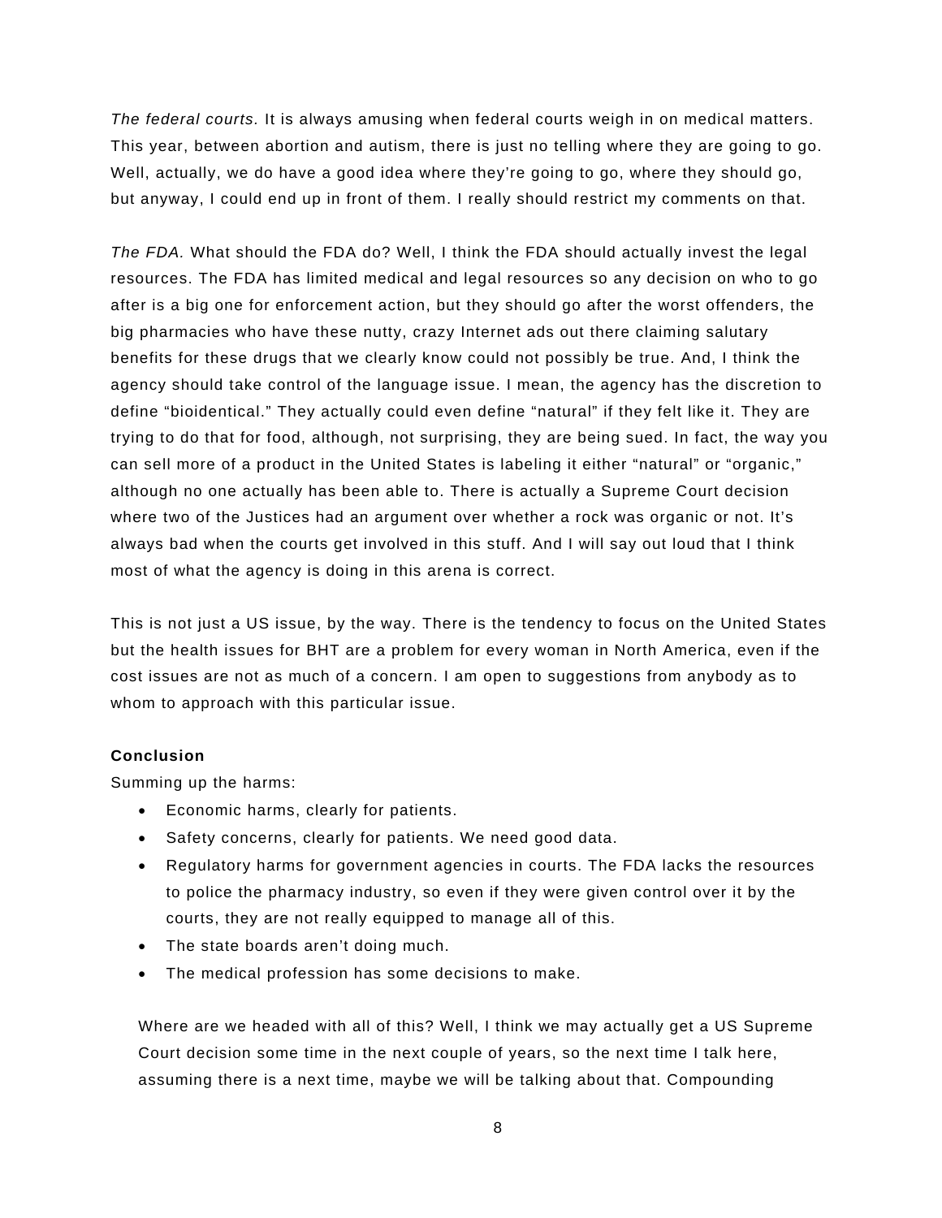*The federal courts.* It is always amusing when federal courts weigh in on medical matters. This year, between abortion and autism, there is just no telling where they are going to go. Well, actually, we do have a good idea where they're going to go, where they should go, but anyway, I could end up in front of them. I really should restrict my comments on that.

*The FDA.* What should the FDA do? Well, I think the FDA should actually invest the legal resources. The FDA has limited medical and legal resources so any decision on who to go after is a big one for enforcement action, but they should go after the worst offenders, the big pharmacies who have these nutty, crazy Internet ads out there claiming salutary benefits for these drugs that we clearly know could not possibly be true. And, I think the agency should take control of the language issue. I mean, the agency has the discretion to define "bioidentical." They actually could even define "natural" if they felt like it. They are trying to do that for food, although, not surprising, they are being sued. In fact, the way you can sell more of a product in the United States is labeling it either "natural" or "organic," although no one actually has been able to. There is actually a Supreme Court decision where two of the Justices had an argument over whether a rock was organic or not. It's always bad when the courts get involved in this stuff. And I will say out loud that I think most of what the agency is doing in this arena is correct.

This is not just a US issue, by the way. There is the tendency to focus on the United States but the health issues for BHT are a problem for every woman in North America, even if the cost issues are not as much of a concern. I am open to suggestions from anybody as to whom to approach with this particular issue.

**Conclusion**

Summing up the harms:

- Economic harms, clearly for patients.
- Safety concerns, clearly for patients. We need good data.
- Regulatory harms for government agencies in courts. The FDA lacks the resources to police the pharmacy industry, so even if they were given control over it by the courts, they are not really equipped to manage all of this.
- The state boards aren't doing much.
- The medical profession has some decisions to make.

Where are we headed with all of this? Well, I think we may actually get a US Supreme Court decision some time in the next couple of years, so the next time I talk here, assuming there is a next time, maybe we will be talking about that. Compounding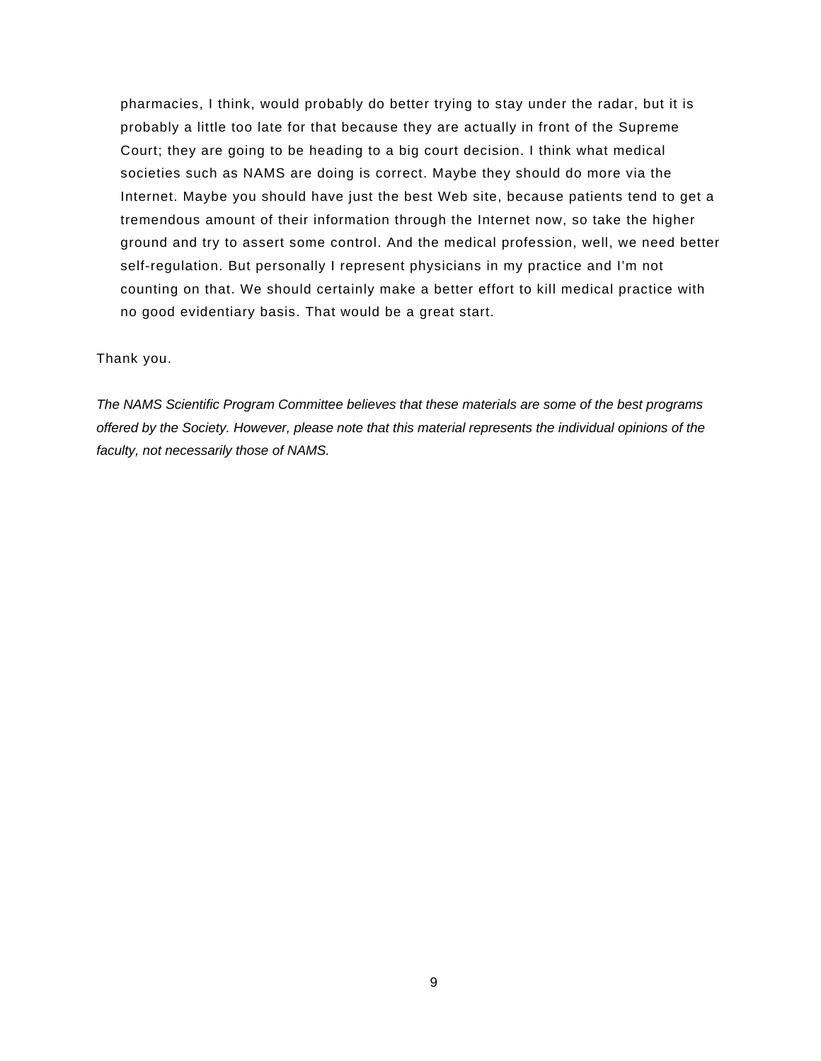pharmacies, I think, would probably do better trying to stay under the radar, but it is probably a little too late for that because they are actually in front of the Supreme Court; they are going to be heading to a big court decision. I think what medical societies such as NAMS are doing is correct. Maybe they should do more via the Internet. Maybe you should have just the best Web site, because patients tend to get a tremendous amount of their information through the Internet now, so take the higher ground and try to assert some control. And the medical profession, well, we need better self-regulation. But personally I represent physicians in my practice and I'm not counting on that. We should certainly make a better effort to kill medical practice with no good evidentiary basis. That would be a great start.

Thank you.

*The NAMS Scientific Program Committee believes that these materials are some of the best programs offered by the Society. However, please note that this material represents the individual opinions of the faculty, not necessarily those of NAMS.*